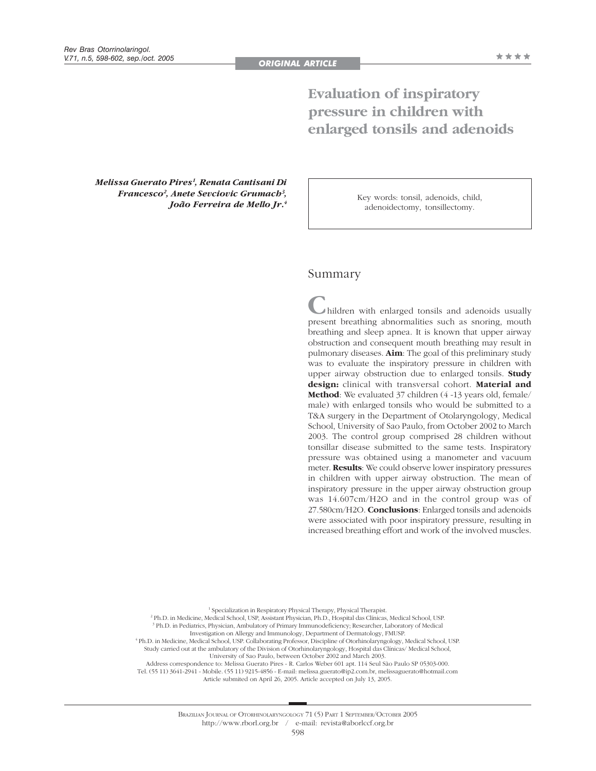ORIGINAL ARTICLE

# Evaluation of inspiratory pressure in children with enlarged tonsils and adenoids

***Melissa Guerato Pires[1], Renata Cantisani Di Francesco[2], Anete Sevciovic Grumach[3], João Ferreira de Mello Jr.[4]***

Key words: tonsil, adenoids, child, adenoidectomy, tonsillectomy.

## Summary

Children with enlarged tonsils and adenoids usually present breathing abnormalities such as snoring, mouth breathing and sleep apnea. It is known that upper airway obstruction and consequent mouth breathing may result in pulmonary diseases. **Aim**: The goal of this preliminary study was to evaluate the inspiratory pressure in children with upper airway obstruction due to enlarged tonsils. **Study design:** clinical with transversal cohort. **Material and Method**: We evaluated 37 children (4 -13 years old, female/ male) with enlarged tonsils who would be submitted to a T&A surgery in the Department of Otolaryngology, Medical School, University of Sao Paulo, from October 2002 to March 2003. The control group comprised 28 children without tonsillar disease submitted to the same tests. Inspiratory pressure was obtained using a manometer and vacuum meter. **Results**: We could observe lower inspiratory pressures in children with upper airway obstruction. The mean of inspiratory pressure in the upper airway obstruction group was 14.607cm/H2O and in the control group was of 27.580cm/H2O. **Conclusions**: Enlarged tonsils and adenoids were associated with poor inspiratory pressure, resulting in increased breathing effort and work of the involved muscles.

[1] Specialization in Respiratory Physical Therapy, Physical Therapist.
[2] Ph.D. in Medicine, Medical School, USP, Assistant Physician, Ph.D., Hospital das Clínicas, Medical School, USP.
[3] Ph.D. in Pediatrics, Physician, Ambulatory of Primary Immunodeficiency; Researcher, Laboratory of Medical Investigation on Allergy and Immunology, Department of Dermatology, FMUSP.
[4] Ph.D. in Medicine, Medical School, USP. Collaborating Professor, Discipline of Otorhinolaryngology, Medical School, USP.
Study carried out at the ambulatory of the Division of Otorhinolaryngology, Hospital das Clínicas/ Medical School, University of Sao Paulo, between October 2002 and March 2003.
Address correspondence to: Melissa Guerato Pires - R. Carlos Weber 601 apt. 114 Seul São Paulo SP 05303-000.
Tel. (55 11) 3641-2941 - Mobile. (55 11) 9215-4856 - E-mail: melissa.guerato@ip2.com.br, melissaguerato@hotmail.com
Article submited on April 26, 2005. Article accepted on July 13, 2005.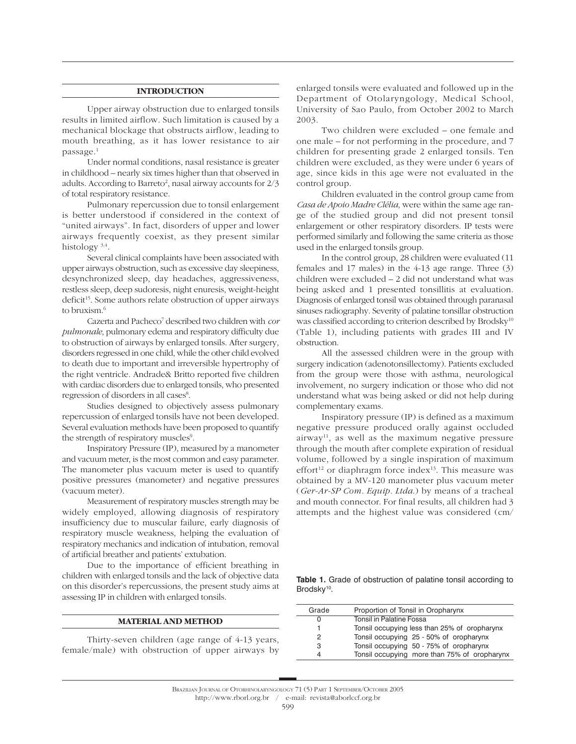## INTRODUCTION

Upper airway obstruction due to enlarged tonsils results in limited airflow. Such limitation is caused by a mechanical blockage that obstructs airflow, leading to mouth breathing, as it has lower resistance to air passage.[1]

Under normal conditions, nasal resistance is greater in childhood – nearly six times higher than that observed in adults. According to Barreto[2], nasal airway accounts for 2/3 of total respiratory resistance.

Pulmonary repercussion due to tonsil enlargement is better understood if considered in the context of "united airways". In fact, disorders of upper and lower airways frequently coexist, as they present similar histology [3,4].

Several clinical complaints have been associated with upper airways obstruction, such as excessive day sleepiness, desynchronized sleep, day headaches, aggressiveness, restless sleep, deep sudoresis, night enuresis, weight-height deficit[15]. Some authors relate obstruction of upper airways to bruxism.[6]

Cazerta and Pacheco[7] described two children with *cor pulmonale*, pulmonary edema and respiratory difficulty due to obstruction of airways by enlarged tonsils. After surgery, disorders regressed in one child, while the other child evolved to death due to important and irreversible hypertrophy of the right ventricle. Andrade& Britto reported five children with cardiac disorders due to enlarged tonsils, who presented regression of disorders in all cases[8].

Studies designed to objectively assess pulmonary repercussion of enlarged tonsils have not been developed. Several evaluation methods have been proposed to quantify the strength of respiratory muscles[9].

Inspiratory Pressure (IP), measured by a manometer and vacuum meter, is the most common and easy parameter. The manometer plus vacuum meter is used to quantify positive pressures (manometer) and negative pressures (vacuum meter).

Measurement of respiratory muscles strength may be widely employed, allowing diagnosis of respiratory insufficiency due to muscular failure, early diagnosis of respiratory muscle weakness, helping the evaluation of respiratory mechanics and indication of intubation, removal of artificial breather and patients' extubation.

Due to the importance of efficient breathing in children with enlarged tonsils and the lack of objective data on this disorder's repercussions, the present study aims at assessing IP in children with enlarged tonsils.

## MATERIAL AND METHOD

Thirty-seven children (age range of 4-13 years, female/male) with obstruction of upper airways by enlarged tonsils were evaluated and followed up in the Department of Otolaryngology, Medical School, University of Sao Paulo, from October 2002 to March 2003.

Two children were excluded – one female and one male – for not performing in the procedure, and 7 children for presenting grade 2 enlarged tonsils. Ten children were excluded, as they were under 6 years of age, since kids in this age were not evaluated in the control group.

Children evaluated in the control group came from *Casa de Apoio Madre Clélia*, were within the same age range of the studied group and did not present tonsil enlargement or other respiratory disorders. IP tests were performed similarly and following the same criteria as those used in the enlarged tonsils group.

In the control group, 28 children were evaluated (11 females and 17 males) in the 4-13 age range. Three (3) children were excluded – 2 did not understand what was being asked and 1 presented tonsillitis at evaluation. Diagnosis of enlarged tonsil was obtained through paranasal sinuses radiography. Severity of palatine tonsillar obstruction was classified according to criterion described by Brodsky[10] (Table 1), including patients with grades III and IV obstruction.

All the assessed children were in the group with surgery indication (adenotonsillectomy). Patients excluded from the group were those with asthma, neurological involvement, no surgery indication or those who did not understand what was being asked or did not help during complementary exams.

Inspiratory pressure (IP) is defined as a maximum negative pressure produced orally against occluded airway[11], as well as the maximum negative pressure through the mouth after complete expiration of residual volume, followed by a single inspiration of maximum effort[12] or diaphragm force index[13]. This measure was obtained by a MV-120 manometer plus vacuum meter (*Ger-Ar-SP Com. Equip. Ltda.*) by means of a tracheal and mouth connector. For final results, all children had 3 attempts and the highest value was considered (cm/

**Table 1.** Grade of obstruction of palatine tonsil according to Brodsky[10].

| Grade | Proportion of Tonsil in Oropharynx |
|---|---|
| 0 | Tonsil in Palatine Fossa |
| 1 | Tonsil occupying less than 25% of oropharynx |
| 2 | Tonsil occupying 25 - 50% of oropharynx |
| 3 | Tonsil occupying 50 - 75% of oropharynx |
| 4 | Tonsil occupying more than 75% of oropharynx |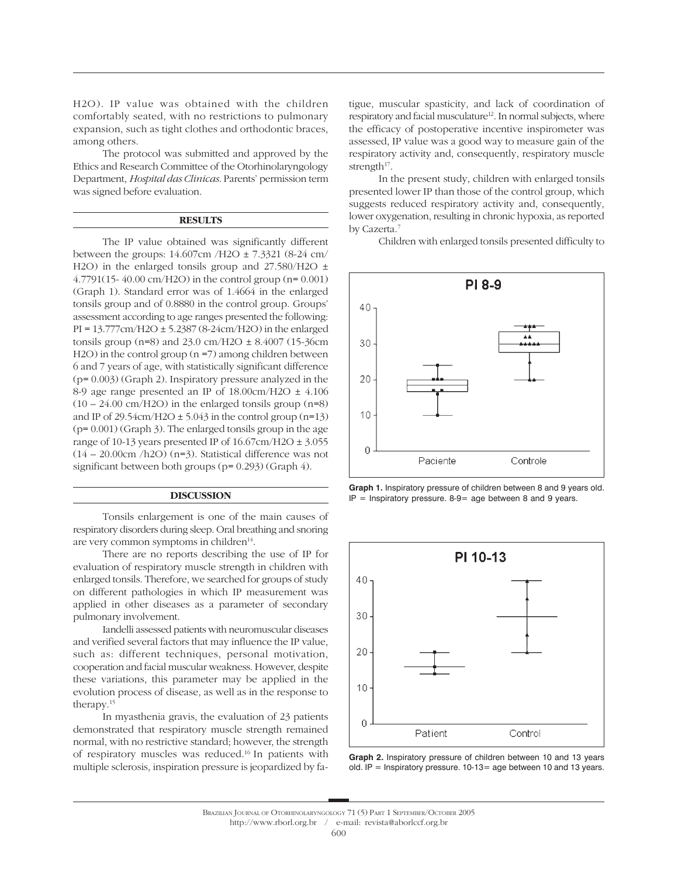H2O). IP value was obtained with the children comfortably seated, with no restrictions to pulmonary expansion, such as tight clothes and orthodontic braces, among others.

The protocol was submitted and approved by the Ethics and Research Committee of the Otorhinolaryngology Department, *Hospital das Clinicas*. Parents' permission term was signed before evaluation.

## RESULTS

The IP value obtained was significantly different between the groups: 14.607cm /H2O ± 7.3321 (8-24 cm/ H2O) in the enlarged tonsils group and 27.580/H2O ± 4.7791(15- 40.00 cm/H2O) in the control group (n= 0.001) (Graph 1). Standard error was of 1.4664 in the enlarged tonsils group and of 0.8880 in the control group. Groups' assessment according to age ranges presented the following: PI = 13.777cm/H2O ± 5.2387 (8-24cm/H2O) in the enlarged tonsils group (n=8) and 23.0 cm/H2O ± 8.4007 (15-36cm H2O) in the control group (n =7) among children between 6 and 7 years of age, with statistically significant difference (p= 0.003) (Graph 2). Inspiratory pressure analyzed in the 8-9 age range presented an IP of 18.00cm/H2O ± 4.106 (10 – 24.00 cm/H2O) in the enlarged tonsils group (n=8) and IP of 29.54cm/H2O ± 5.043 in the control group (n=13) (p= 0.001) (Graph 3). The enlarged tonsils group in the age range of 10-13 years presented IP of 16.67cm/H2O ± 3.055 (14 – 20.00cm /h2O) (n=3). Statistical difference was not significant between both groups (p= 0.293) (Graph 4).

## DISCUSSION

Tonsils enlargement is one of the main causes of respiratory disorders during sleep. Oral breathing and snoring are very common symptoms in children[14].

There are no reports describing the use of IP for evaluation of respiratory muscle strength in children with enlarged tonsils. Therefore, we searched for groups of study on different pathologies in which IP measurement was applied in other diseases as a parameter of secondary pulmonary involvement.

Iandelli assessed patients with neuromuscular diseases and verified several factors that may influence the IP value, such as: different techniques, personal motivation, cooperation and facial muscular weakness. However, despite these variations, this parameter may be applied in the evolution process of disease, as well as in the response to therapy.[15]

In myasthenia gravis, the evaluation of 23 patients demonstrated that respiratory muscle strength remained normal, with no restrictive standard; however, the strength of respiratory muscles was reduced.[16] In patients with multiple sclerosis, inspiration pressure is jeopardized by fatigue, muscular spasticity, and lack of coordination of respiratory and facial musculature[12]. In normal subjects, where the efficacy of postoperative incentive inspirometer was assessed, IP value was a good way to measure gain of the respiratory activity and, consequently, respiratory muscle strength[17].

In the present study, children with enlarged tonsils presented lower IP than those of the control group, which suggests reduced respiratory activity and, consequently, lower oxygenation, resulting in chronic hypoxia, as reported by Cazerta.[7]

Children with enlarged tonsils presented difficulty to

**Graph 1.** Inspiratory pressure of children between 8 and 9 years old. IP = Inspiratory pressure. 8-9= age between 8 and 9 years.

**Graph 2.** Inspiratory pressure of children between 10 and 13 years old. IP = Inspiratory pressure. 10-13= age between 10 and 13 years.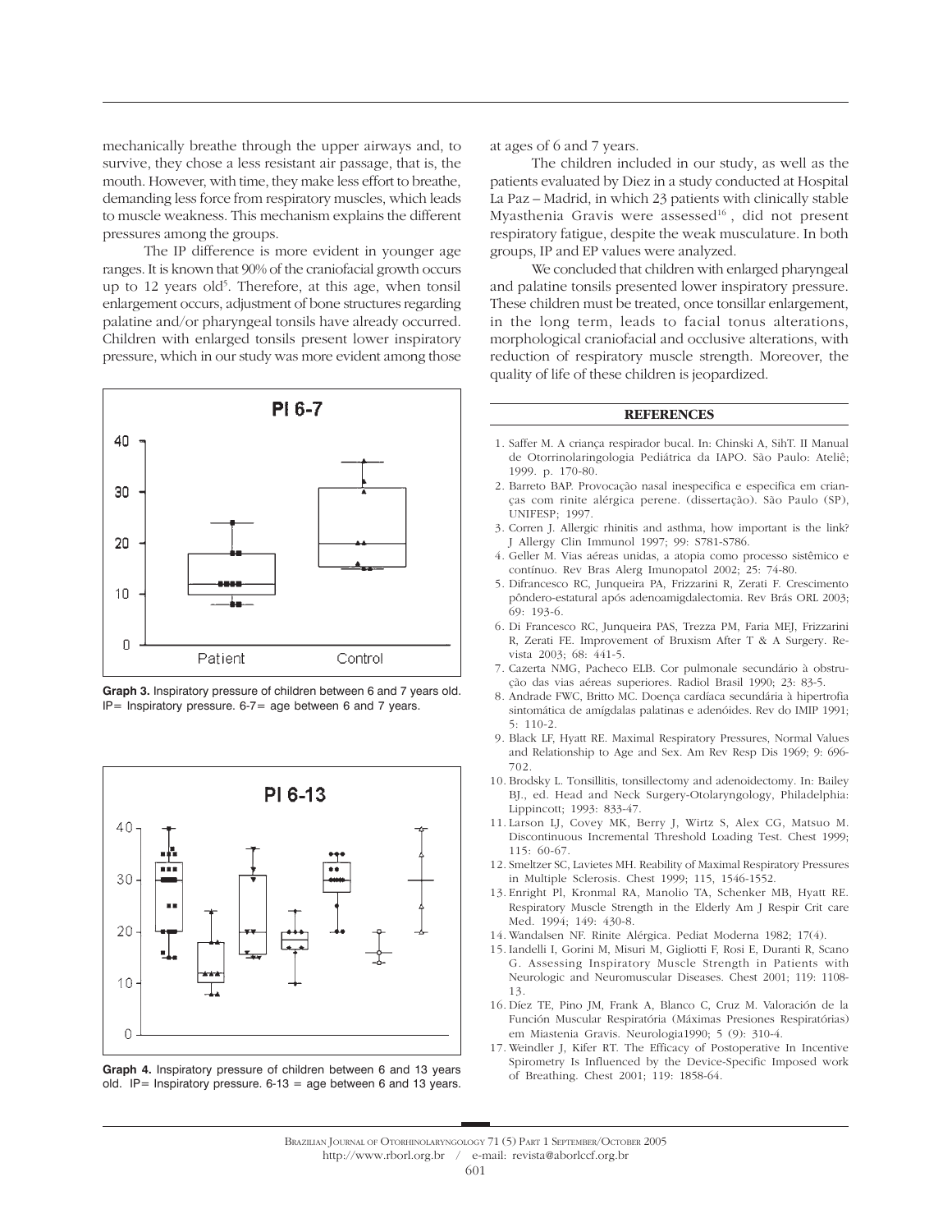mechanically breathe through the upper airways and, to survive, they chose a less resistant air passage, that is, the mouth. However, with time, they make less effort to breathe, demanding less force from respiratory muscles, which leads to muscle weakness. This mechanism explains the different pressures among the groups.

The IP difference is more evident in younger age ranges. It is known that 90% of the craniofacial growth occurs up to 12 years old[5]. Therefore, at this age, when tonsil enlargement occurs, adjustment of bone structures regarding palatine and/or pharyngeal tonsils have already occurred. Children with enlarged tonsils present lower inspiratory pressure, which in our study was more evident among those at ages of 6 and 7 years.

PI 6-7

40
30
20
10
0

Patient
Control

**Graph 3.** Inspiratory pressure of children between 6 and 7 years old. IP= Inspiratory pressure. 6-7= age between 6 and 7 years.

PI 6-13

40
30
20
10
0

**Graph 4.** Inspiratory pressure of children between 6 and 13 years old. IP= Inspiratory pressure. 6-13 = age between 6 and 13 years.

The children included in our study, as well as the patients evaluated by Diez in a study conducted at Hospital La Paz – Madrid, in which 23 patients with clinically stable Myasthenia Gravis were assessed[16], did not present respiratory fatigue, despite the weak musculature. In both groups, IP and EP values were analyzed.

We concluded that children with enlarged pharyngeal and palatine tonsils presented lower inspiratory pressure. These children must be treated, once tonsillar enlargement, in the long term, leads to facial tonus alterations, morphological craniofacial and occlusive alterations, with reduction of respiratory muscle strength. Moreover, the quality of life of these children is jeopardized.

## REFERENCES

1. Saffer M. A criança respirador bucal. In: Chinski A, SihT. II Manual de Otorrinolaringologia Pediátrica da IAPO. São Paulo: Ateliê; 1999. p. 170-80.
2. Barreto BAP. Provocação nasal inespecifica e especifica em crianças com rinite alérgica perene. (dissertação). São Paulo (SP), UNIFESP; 1997.
3. Corren J. Allergic rhinitis and asthma, how important is the link? J Allergy Clin Immunol 1997; 99: S781-S786.
4. Geller M. Vias aéreas unidas, a atopia como processo sistêmico e contínuo. Rev Bras Alerg Imunopatol 2002; 25: 74-80.
5. Difrancesco RC, Junqueira PA, Frizzarini R, Zerati F. Crescimento pôndero-estatural após adenoamigdalectomia. Rev Brás ORL 2003; 69: 193-6.
6. Di Francesco RC, Junqueira PAS, Trezza PM, Faria MEJ, Frizzarini R, Zerati FE. Improvement of Bruxism After T & A Surgery. Revista 2003; 68: 441-5.
7. Cazerta NMG, Pacheco ELB. Cor pulmonale secundário à obstrução das vias aéreas superiores. Radiol Brasil 1990; 23: 83-5.
8. Andrade FWC, Britto MC. Doença cardíaca secundária à hipertrofia sintomática de amígdalas palatinas e adenóides. Rev do IMIP 1991; 5: 110-2.
9. Black LF, Hyatt RE. Maximal Respiratory Pressures, Normal Values and Relationship to Age and Sex. Am Rev Resp Dis 1969; 9: 696-702.
10. Brodsky L. Tonsillitis, tonsillectomy and adenoidectomy. In: Bailey BJ., ed. Head and Neck Surgery-Otolaryngology, Philadelphia: Lippincott; 1993: 833-47.
11. Larson LJ, Covey MK, Berry J, Wirtz S, Alex CG, Matsuo M. Discontinuous Incremental Threshold Loading Test. Chest 1999; 115: 60-67.
12. Smeltzer SC, Lavietes MH. Reability of Maximal Respiratory Pressures in Multiple Sclerosis. Chest 1999; 115, 1546-1552.
13. Enright Pl, Kronmal RA, Manolio TA, Schenker MB, Hyatt RE. Respiratory Muscle Strength in the Elderly Am J Respir Crit care Med. 1994; 149: 430-8.
14. Wandalsen NF. Rinite Alérgica. Pediat Moderna 1982; 17(4).
15. Iandelli I, Gorini M, Misuri M, Gigliotti F, Rosi E, Duranti R, Scano G. Assessing Inspiratory Muscle Strength in Patients with Neurologic and Neuromuscular Diseases. Chest 2001; 119: 1108-13.
16. Díez TE, Pino JM, Frank A, Blanco C, Cruz M. Valoración de la Función Muscular Respiratória (Máximas Presiones Respiratórias) em Miastenia Gravis. Neurologia1990; 5 (9): 310-4.
17. Weindler J, Kifer RT. The Efficacy of Postoperative In Incentive Spirometry Is Influenced by the Device-Specific Imposed work of Breathing. Chest 2001; 119: 1858-64.